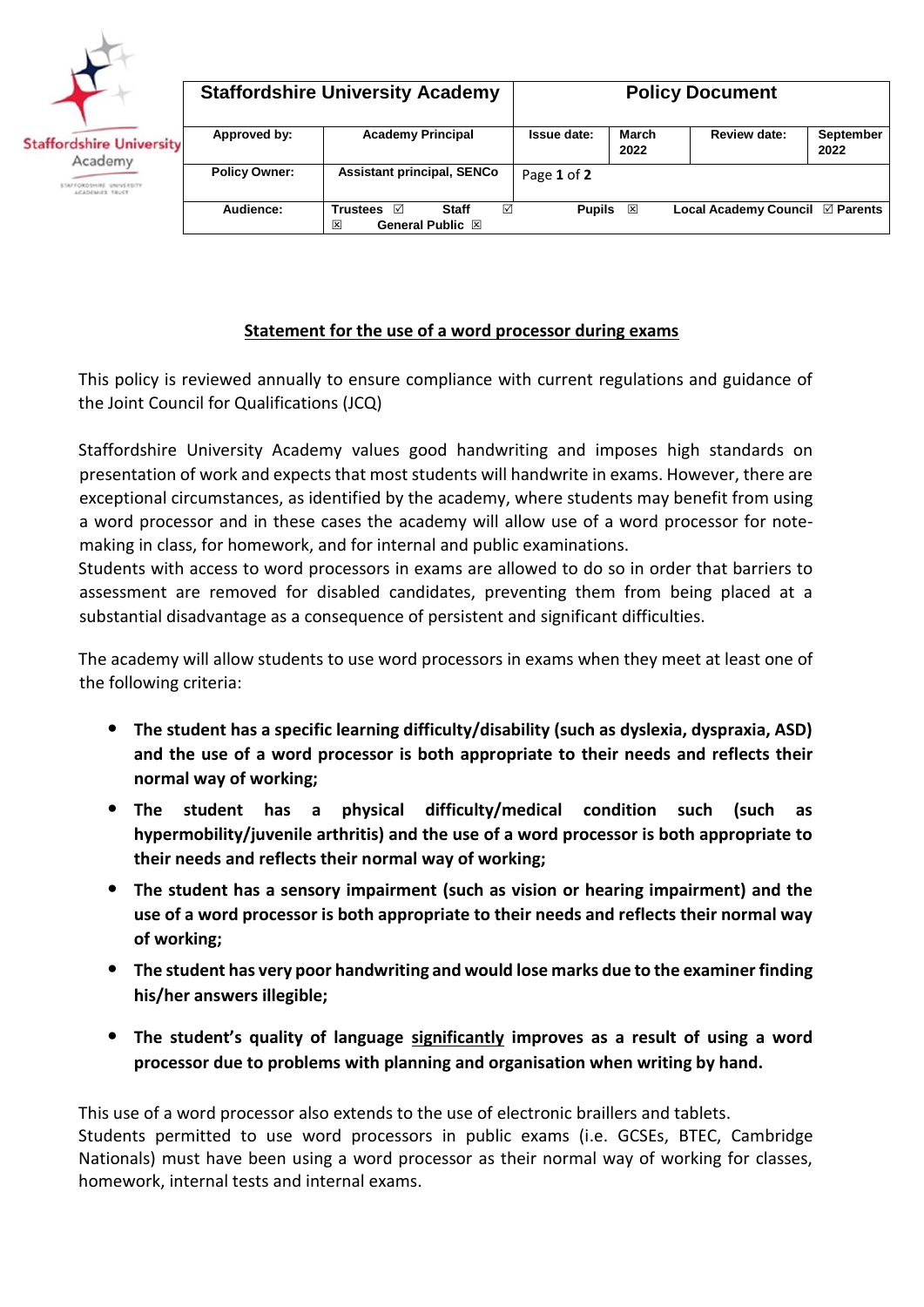| Staffordshire University Academy | | Policy Document | | | |
|---|---|---|---|---|---|
| Approved by: | Academy Principal | Issue date: | March 2022 | Review date: | September 2022 |
| Policy Owner: | Assistant principal, SENCo | Page 1 of 2 | | | |
| Audience: | Trustees ☑ Staff ☑ ☒ General Public ☒ | Pupils ☒ | Local Academy Council ☑ Parents | | |

## Statement for the use of a word processor during exams

This policy is reviewed annually to ensure compliance with current regulations and guidance of the Joint Council for Qualifications (JCQ)

Staffordshire University Academy values good handwriting and imposes high standards on presentation of work and expects that most students will handwrite in exams. However, there are exceptional circumstances, as identified by the academy, where students may benefit from using a word processor and in these cases the academy will allow use of a word processor for note-making in class, for homework, and for internal and public examinations.
Students with access to word processors in exams are allowed to do so in order that barriers to assessment are removed for disabled candidates, preventing them from being placed at a substantial disadvantage as a consequence of persistent and significant difficulties.

The academy will allow students to use word processors in exams when they meet at least one of the following criteria:

- **The student has a specific learning difficulty/disability (such as dyslexia, dyspraxia, ASD) and the use of a word processor is both appropriate to their needs and reflects their normal way of working;**
- **The student has a physical difficulty/medical condition such (such as hypermobility/juvenile arthritis) and the use of a word processor is both appropriate to their needs and reflects their normal way of working;**
- **The student has a sensory impairment (such as vision or hearing impairment) and the use of a word processor is both appropriate to their needs and reflects their normal way of working;**
- **The student has very poor handwriting and would lose marks due to the examiner finding his/her answers illegible;**
- **The student's quality of language <u>significantly</u> improves as a result of using a word processor due to problems with planning and organisation when writing by hand.**

This use of a word processor also extends to the use of electronic braillers and tablets.
Students permitted to use word processors in public exams (i.e. GCSEs, BTEC, Cambridge Nationals) must have been using a word processor as their normal way of working for classes, homework, internal tests and internal exams.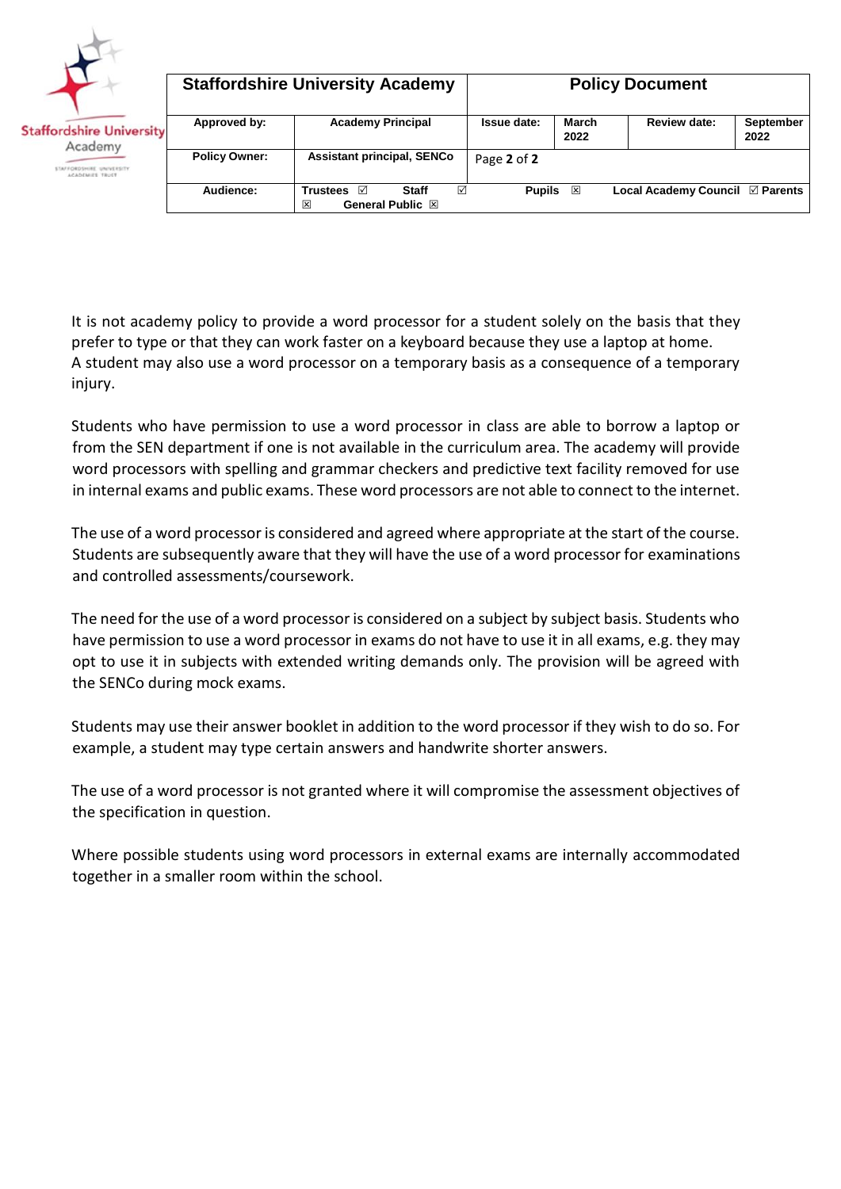It is not academy policy to provide a word processor for a student solely on the basis that they prefer to type or that they can work faster on a keyboard because they use a laptop at home. A student may also use a word processor on a temporary basis as a consequence of a temporary injury.

Students who have permission to use a word processor in class are able to borrow a laptop or from the SEN department if one is not available in the curriculum area. The academy will provide word processors with spelling and grammar checkers and predictive text facility removed for use in internal exams and public exams. These word processors are not able to connect to the internet.

The use of a word processor is considered and agreed where appropriate at the start of the course. Students are subsequently aware that they will have the use of a word processor for examinations and controlled assessments/coursework.

The need for the use of a word processor is considered on a subject by subject basis. Students who have permission to use a word processor in exams do not have to use it in all exams, e.g. they may opt to use it in subjects with extended writing demands only. The provision will be agreed with the SENCo during mock exams.

Students may use their answer booklet in addition to the word processor if they wish to do so. For example, a student may type certain answers and handwrite shorter answers.

The use of a word processor is not granted where it will compromise the assessment objectives of the specification in question.

Where possible students using word processors in external exams are internally accommodated together in a smaller room within the school.